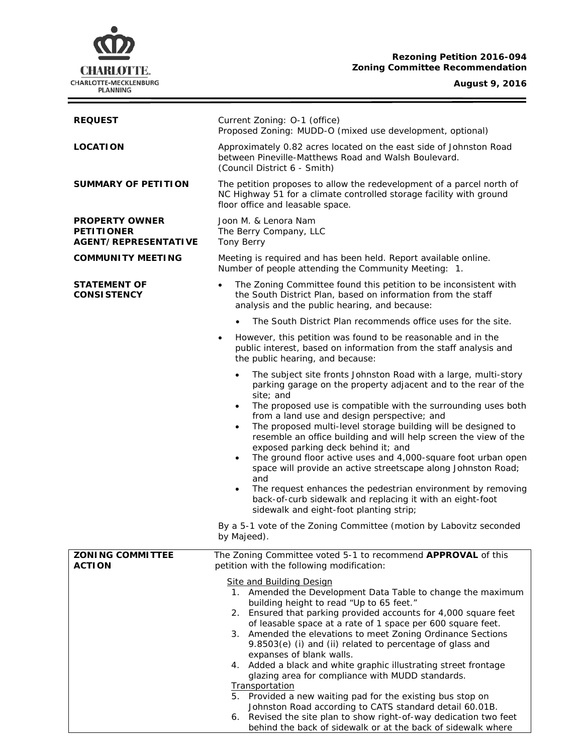**Rezoning Petition 2016-094**
**Zoning Committee Recommendation**

**August 9, 2016**

| | |
|---|---|
| **REQUEST** | Current Zoning: O-1 (office)<br>Proposed Zoning: MUDD-O (mixed use development, optional) |
| **LOCATION** | Approximately 0.82 acres located on the east side of Johnston Road between Pineville-Matthews Road and Walsh Boulevard.<br>(Council District 6 - Smith) |
| **SUMMARY OF PETITION** | The petition proposes to allow the redevelopment of a parcel north of NC Highway 51 for a climate controlled storage facility with ground floor office and leasable space. |
| **PROPERTY OWNER**<br>**PETITIONER**<br>**AGENT/REPRESENTATIVE** | Joon M. & Lenora Nam<br>The Berry Company, LLC<br>Tony Berry |
| **COMMUNITY MEETING** | Meeting is required and has been held. Report available online.<br>Number of people attending the Community Meeting: 1. |

**STATEMENT OF CONSISTENCY**

- The Zoning Committee found this petition to be inconsistent with the South District Plan, based on information from the staff analysis and the public hearing, and because:
  - The South District Plan recommends office uses for the site.
- However, this petition was found to be reasonable and in the public interest, based on information from the staff analysis and the public hearing, and because:
  - The subject site fronts Johnston Road with a large, multi-story parking garage on the property adjacent and to the rear of the site; and
  - The proposed use is compatible with the surrounding uses both from a land use and design perspective; and
  - The proposed multi-level storage building will be designed to resemble an office building and will help screen the view of the exposed parking deck behind it; and
  - The ground floor active uses and 4,000-square foot urban open space will provide an active streetscape along Johnston Road; and
  - The request enhances the pedestrian environment by removing back-of-curb sidewalk and replacing it with an eight-foot sidewalk and eight-foot planting strip;

By a 5-1 vote of the Zoning Committee (motion by Labovitz seconded by Majeed).

**ZONING COMMITTEE ACTION**

The Zoning Committee voted 5-1 to recommend **APPROVAL** of this petition with the following modification:

Site and Building Design

1. Amended the Development Data Table to change the maximum building height to read "Up to 65 feet."
2. Ensured that parking provided accounts for 4,000 square feet of leasable space at a rate of 1 space per 600 square feet.
3. Amended the elevations to meet Zoning Ordinance Sections 9.8503(e) (i) and (ii) related to percentage of glass and expanses of blank walls.
4. Added a black and white graphic illustrating street frontage glazing area for compliance with MUDD standards.

Transportation

5. Provided a new waiting pad for the existing bus stop on Johnston Road according to CATS standard detail 60.01B.
6. Revised the site plan to show right-of-way dedication two feet behind the back of sidewalk or at the back of sidewalk where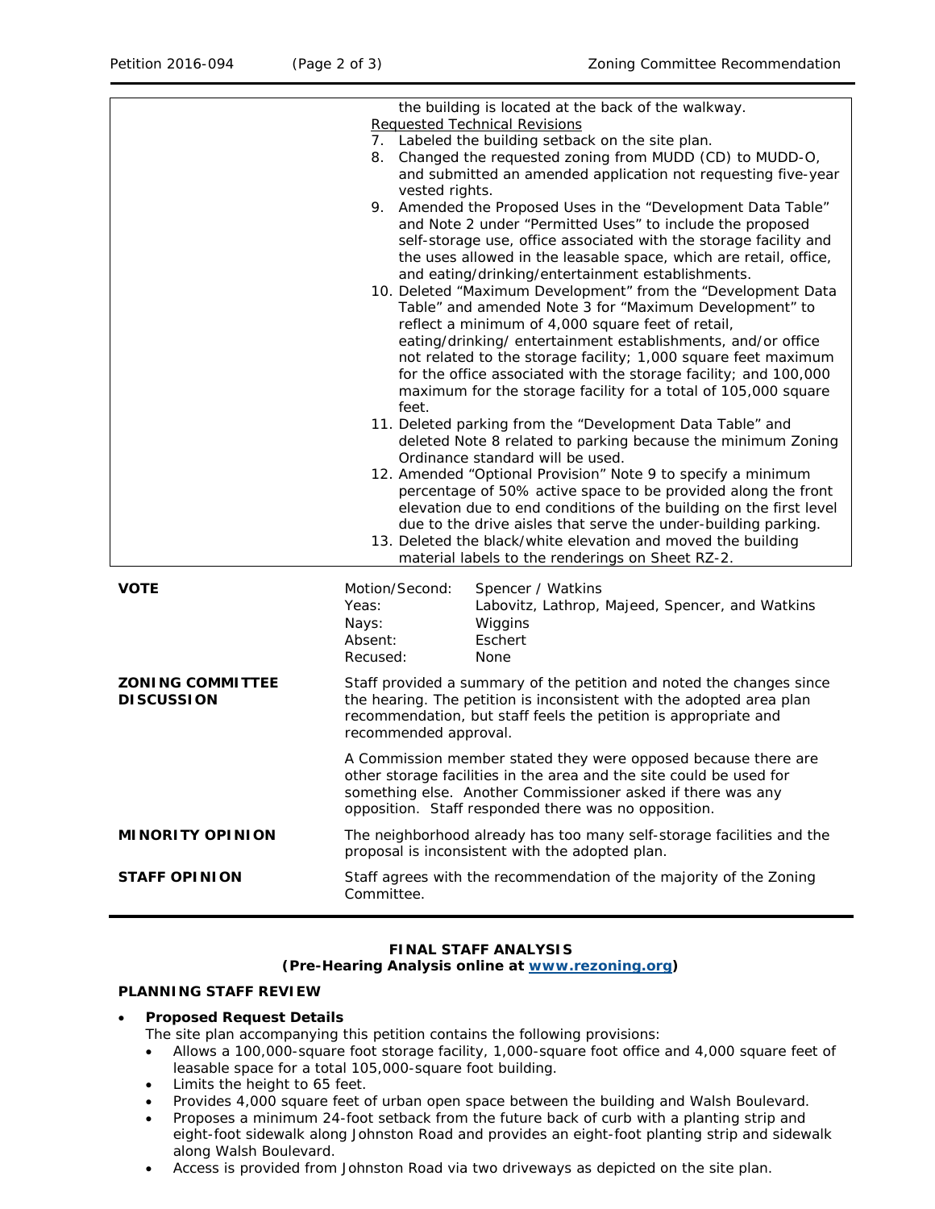the building is located at the back of the walkway.

Requested Technical Revisions

7. Labeled the building setback on the site plan.
8. Changed the requested zoning from MUDD (CD) to MUDD-O, and submitted an amended application not requesting five-year vested rights.
9. Amended the Proposed Uses in the "Development Data Table" and Note 2 under "Permitted Uses" to include the proposed self-storage use, office associated with the storage facility and the uses allowed in the leasable space, which are retail, office, and eating/drinking/entertainment establishments.
10. Deleted "Maximum Development" from the "Development Data Table" and amended Note 3 for "Maximum Development" to reflect a minimum of 4,000 square feet of retail, eating/drinking/ entertainment establishments, and/or office not related to the storage facility; 1,000 square feet maximum for the office associated with the storage facility; and 100,000 maximum for the storage facility for a total of 105,000 square feet.
11. Deleted parking from the "Development Data Table" and deleted Note 8 related to parking because the minimum Zoning Ordinance standard will be used.
12. Amended "Optional Provision" Note 9 to specify a minimum percentage of 50% active space to be provided along the front elevation due to end conditions of the building on the first level due to the drive aisles that serve the under-building parking.
13. Deleted the black/white elevation and moved the building material labels to the renderings on Sheet RZ-2.

| | | |
|---|---|---|
| **VOTE** | Motion/Second: | Spencer / Watkins |
| | Yeas: | Labovitz, Lathrop, Majeed, Spencer, and Watkins |
| | Nays: | Wiggins |
| | Absent: | Eschert |
| | Recused: | None |

**ZONING COMMITTEE DISCUSSION**

Staff provided a summary of the petition and noted the changes since the hearing. The petition is inconsistent with the adopted area plan recommendation, but staff feels the petition is appropriate and recommended approval.

A Commission member stated they were opposed because there are other storage facilities in the area and the site could be used for something else. Another Commissioner asked if there was any opposition. Staff responded there was no opposition.

**MINORITY OPINION**

The neighborhood already has too many self-storage facilities and the proposal is inconsistent with the adopted plan.

**STAFF OPINION**

Staff agrees with the recommendation of the majority of the Zoning Committee.

## FINAL STAFF ANALYSIS
**(Pre-Hearing Analysis online at www.rezoning.org)**

### PLANNING STAFF REVIEW

- **Proposed Request Details**

  The site plan accompanying this petition contains the following provisions:
  - Allows a 100,000-square foot storage facility, 1,000-square foot office and 4,000 square feet of leasable space for a total 105,000-square foot building.
  - Limits the height to 65 feet.
  - Provides 4,000 square feet of urban open space between the building and Walsh Boulevard.
  - Proposes a minimum 24-foot setback from the future back of curb with a planting strip and eight-foot sidewalk along Johnston Road and provides an eight-foot planting strip and sidewalk along Walsh Boulevard.
  - Access is provided from Johnston Road via two driveways as depicted on the site plan.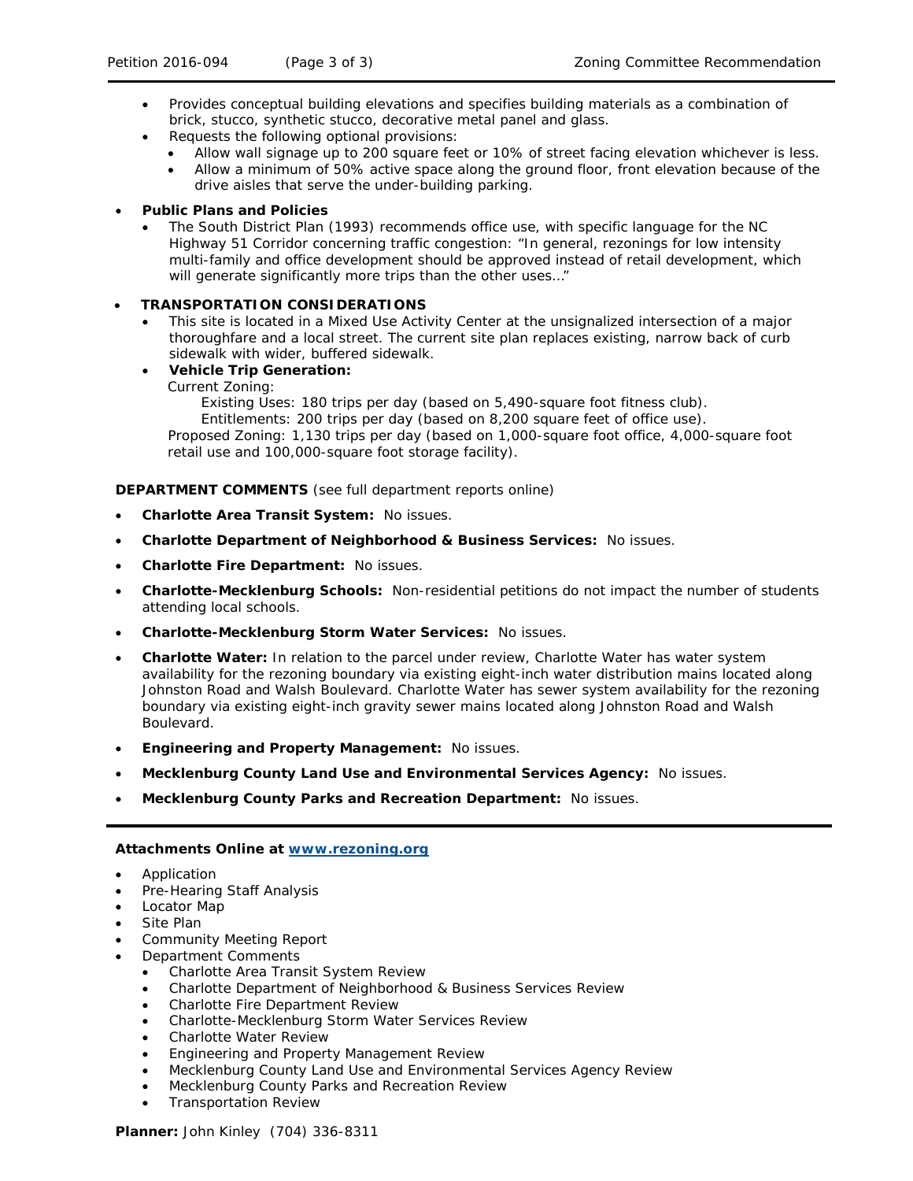- Provides conceptual building elevations and specifies building materials as a combination of brick, stucco, synthetic stucco, decorative metal panel and glass.
- Requests the following optional provisions:
  - Allow wall signage up to 200 square feet or 10% of street facing elevation whichever is less.
  - Allow a minimum of 50% active space along the ground floor, front elevation because of the drive aisles that serve the under-building parking.

- **Public Plans and Policies**
  - The South District Plan (1993) recommends office use, with specific language for the NC Highway 51 Corridor concerning traffic congestion: "In general, rezonings for low intensity multi-family and office development should be approved instead of retail development, which will generate significantly more trips than the other uses…"

- **TRANSPORTATION CONSIDERATIONS**
  - This site is located in a Mixed Use Activity Center at the unsignalized intersection of a major thoroughfare and a local street. The current site plan replaces existing, narrow back of curb sidewalk with wider, buffered sidewalk.
  - **Vehicle Trip Generation:**

    Current Zoning:

    Existing Uses: 180 trips per day (based on 5,490-square foot fitness club).

    Entitlements: 200 trips per day (based on 8,200 square feet of office use).

    Proposed Zoning: 1,130 trips per day (based on 1,000-square foot office, 4,000-square foot retail use and 100,000-square foot storage facility).

**DEPARTMENT COMMENTS** (see full department reports online)

- **Charlotte Area Transit System:** No issues.
- **Charlotte Department of Neighborhood & Business Services:** No issues.
- **Charlotte Fire Department:** No issues.
- **Charlotte-Mecklenburg Schools:** Non-residential petitions do not impact the number of students attending local schools.
- **Charlotte-Mecklenburg Storm Water Services:** No issues.
- **Charlotte Water:** In relation to the parcel under review, Charlotte Water has water system availability for the rezoning boundary via existing eight-inch water distribution mains located along Johnston Road and Walsh Boulevard. Charlotte Water has sewer system availability for the rezoning boundary via existing eight-inch gravity sewer mains located along Johnston Road and Walsh Boulevard.
- **Engineering and Property Management:** No issues.
- **Mecklenburg County Land Use and Environmental Services Agency:** No issues.
- **Mecklenburg County Parks and Recreation Department:** No issues.

---

**Attachments Online at [www.rezoning.org](http://www.rezoning.org)**

- Application
- Pre-Hearing Staff Analysis
- Locator Map
- Site Plan
- Community Meeting Report
- Department Comments
  - Charlotte Area Transit System Review
  - Charlotte Department of Neighborhood & Business Services Review
  - Charlotte Fire Department Review
  - Charlotte-Mecklenburg Storm Water Services Review
  - Charlotte Water Review
  - Engineering and Property Management Review
  - Mecklenburg County Land Use and Environmental Services Agency Review
  - Mecklenburg County Parks and Recreation Review
  - Transportation Review

**Planner:** John Kinley (704) 336-8311